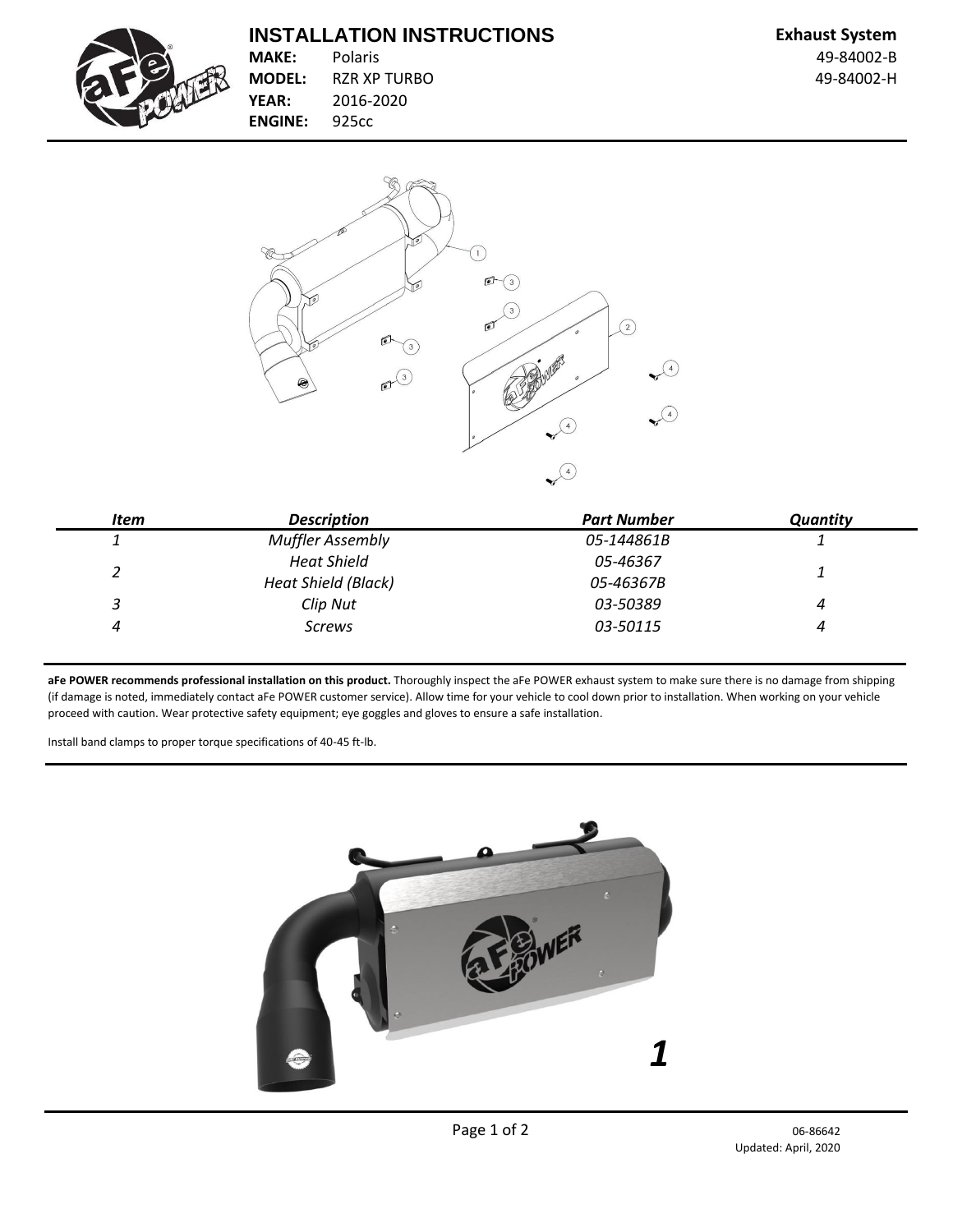# INSTALLATION INSTRUCTIONS

**MAKE:** Polaris
**MODEL:** RZR XP TURBO
**YEAR:** 2016-2020
**ENGINE:** 925cc

**Exhaust System**
49-84002-B
49-84002-H

| *Item* | *Description* | *Part Number* | *Quantity* |
|---|---|---|---|
| *1* | *Muffler Assembly* | *05-144861B* | *1* |
| *2* | *Heat Shield* | *05-46367* | *1* |
| | *Heat Shield (Black)* | *05-46367B* | |
| *3* | *Clip Nut* | *03-50389* | *4* |
| *4* | *Screws* | *03-50115* | *4* |

**aFe POWER recommends professional installation on this product.** Thoroughly inspect the aFe POWER exhaust system to make sure there is no damage from shipping (if damage is noted, immediately contact aFe POWER customer service). Allow time for your vehicle to cool down prior to installation. When working on your vehicle proceed with caution. Wear protective safety equipment; eye goggles and gloves to ensure a safe installation.

Install band clamps to proper torque specifications of 40-45 ft-lb.

***1***

06-86642
Updated: April, 2020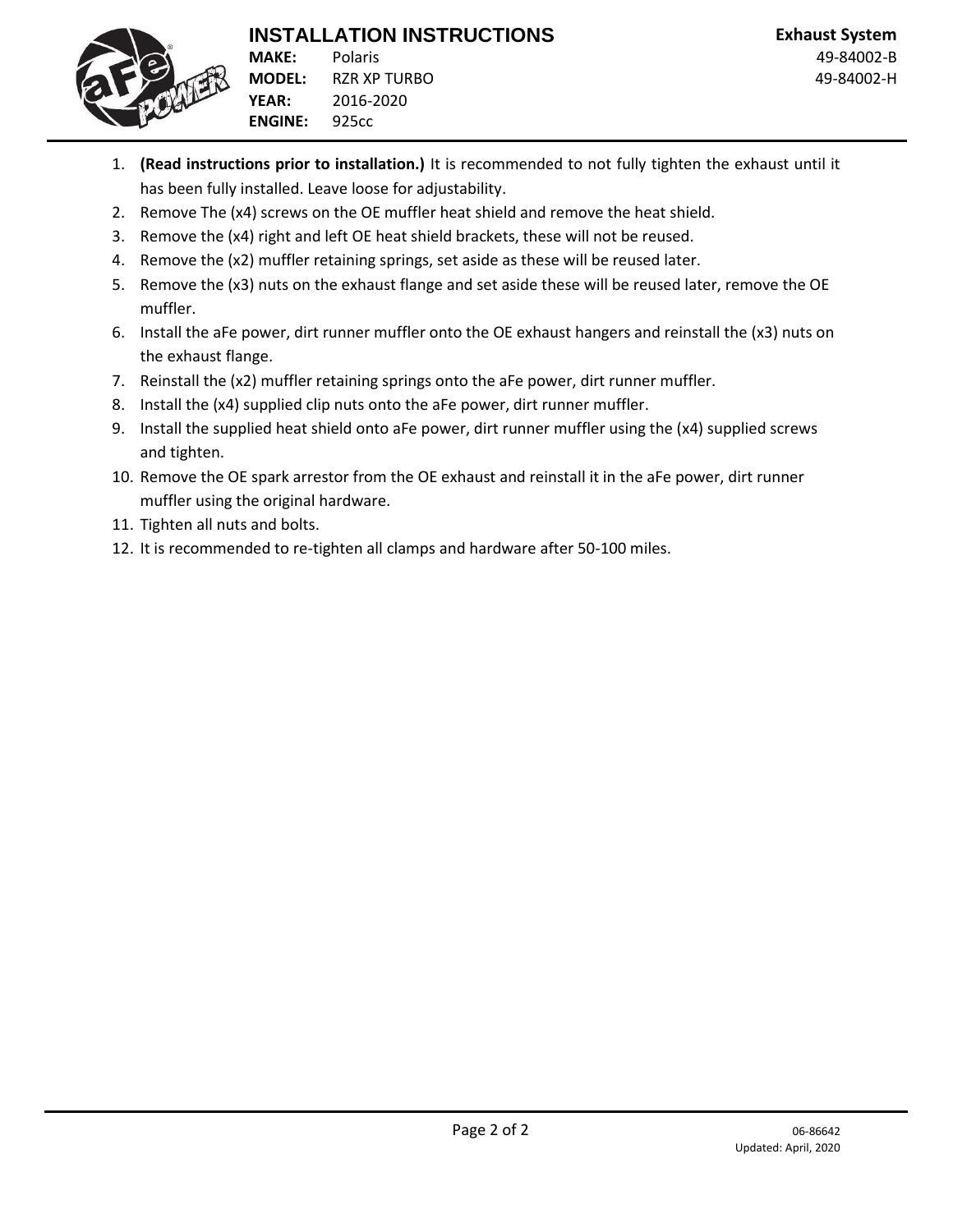# INSTALLATION INSTRUCTIONS

**Exhaust System**

**MAKE:** Polaris
**MODEL:** RZR XP TURBO
**YEAR:** 2016-2020
**ENGINE:** 925cc

49-84002-B
49-84002-H

1. **(Read instructions prior to installation.)** It is recommended to not fully tighten the exhaust until it has been fully installed. Leave loose for adjustability.
2. Remove The (x4) screws on the OE muffler heat shield and remove the heat shield.
3. Remove the (x4) right and left OE heat shield brackets, these will not be reused.
4. Remove the (x2) muffler retaining springs, set aside as these will be reused later.
5. Remove the (x3) nuts on the exhaust flange and set aside these will be reused later, remove the OE muffler.
6. Install the aFe power, dirt runner muffler onto the OE exhaust hangers and reinstall the (x3) nuts on the exhaust flange.
7. Reinstall the (x2) muffler retaining springs onto the aFe power, dirt runner muffler.
8. Install the (x4) supplied clip nuts onto the aFe power, dirt runner muffler.
9. Install the supplied heat shield onto aFe power, dirt runner muffler using the (x4) supplied screws and tighten.
10. Remove the OE spark arrestor from the OE exhaust and reinstall it in the aFe power, dirt runner muffler using the original hardware.
11. Tighten all nuts and bolts.
12. It is recommended to re-tighten all clamps and hardware after 50-100 miles.

06-86642
Updated: April, 2020